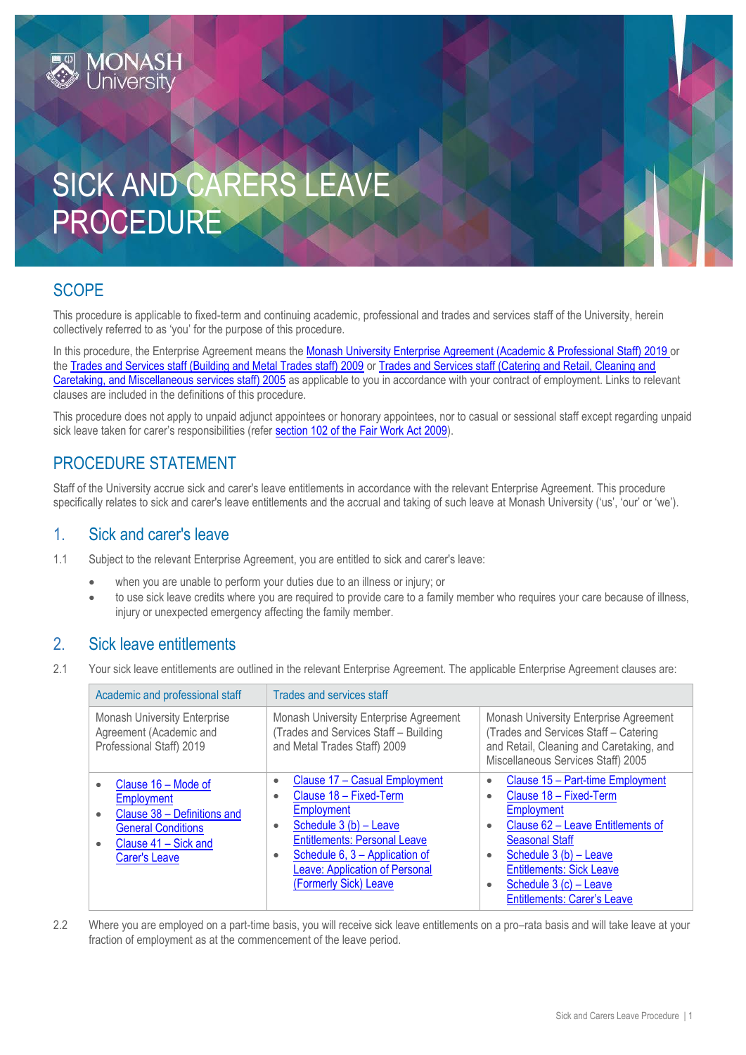# SICK AND CARERS LEAVE PROCEDURE

## SCOPE

This procedure is applicable to fixed-term and continuing academic, professional and trades and services staff of the University, herein collectively referred to as 'you' for the purpose of this procedure.

In this procedure, the Enterprise Agreement means the Monash University Enterprise Agreement (Academic & Professional Staff) 2019 or the Trades and Services staff (Building and Metal Trades staff) 2009 or Trades and Services staff (Catering and Retail, Cleaning and Caretaking, and Miscellaneous services staff) 2005 as applicable to you in accordance with your contract of employment. Links to relevant clauses are included in the definitions of this procedure.

This procedure does not apply to unpaid adjunct appointees or honorary appointees, nor to casual or sessional staff except regarding unpaid sick leave taken for carer's responsibilities (refer section 102 of the Fair Work Act 2009).

## PROCEDURE STATEMENT

Staff of the University accrue sick and carer's leave entitlements in accordance with the relevant Enterprise Agreement. This procedure specifically relates to sick and carer's leave entitlements and the accrual and taking of such leave at Monash University ('us', 'our' or 'we').

## 1. Sick and carer's leave

1.1 Subject to the relevant Enterprise Agreement, you are entitled to sick and carer's leave:

- when you are unable to perform your duties due to an illness or injury; or
- to use sick leave credits where you are required to provide care to a family member who requires your care because of illness, injury or unexpected emergency affecting the family member.

## 2. Sick leave entitlements

2.1 Your sick leave entitlements are outlined in the relevant Enterprise Agreement. The applicable Enterprise Agreement clauses are:

| Academic and professional staff | Trades and services staff | |
|---|---|---|
| Monash University Enterprise Agreement (Academic and Professional Staff) 2019 | Monash University Enterprise Agreement (Trades and Services Staff – Building and Metal Trades Staff) 2009 | Monash University Enterprise Agreement (Trades and Services Staff – Catering and Retail, Cleaning and Caretaking, and Miscellaneous Services Staff) 2005 |
| • Clause 16 – Mode of Employment<br>• Clause 38 – Definitions and General Conditions<br>• Clause 41 – Sick and Carer's Leave | • Clause 17 – Casual Employment<br>• Clause 18 – Fixed-Term Employment<br>• Schedule 3 (b) – Leave Entitlements: Personal Leave<br>• Schedule 6, 3 – Application of Leave: Application of Personal (Formerly Sick) Leave | • Clause 15 – Part-time Employment<br>• Clause 18 – Fixed-Term Employment<br>• Clause 62 – Leave Entitlements of Seasonal Staff<br>• Schedule 3 (b) – Leave Entitlements: Sick Leave<br>• Schedule 3 (c) – Leave Entitlements: Carer's Leave |

2.2 Where you are employed on a part-time basis, you will receive sick leave entitlements on a pro–rata basis and will take leave at your fraction of employment as at the commencement of the leave period.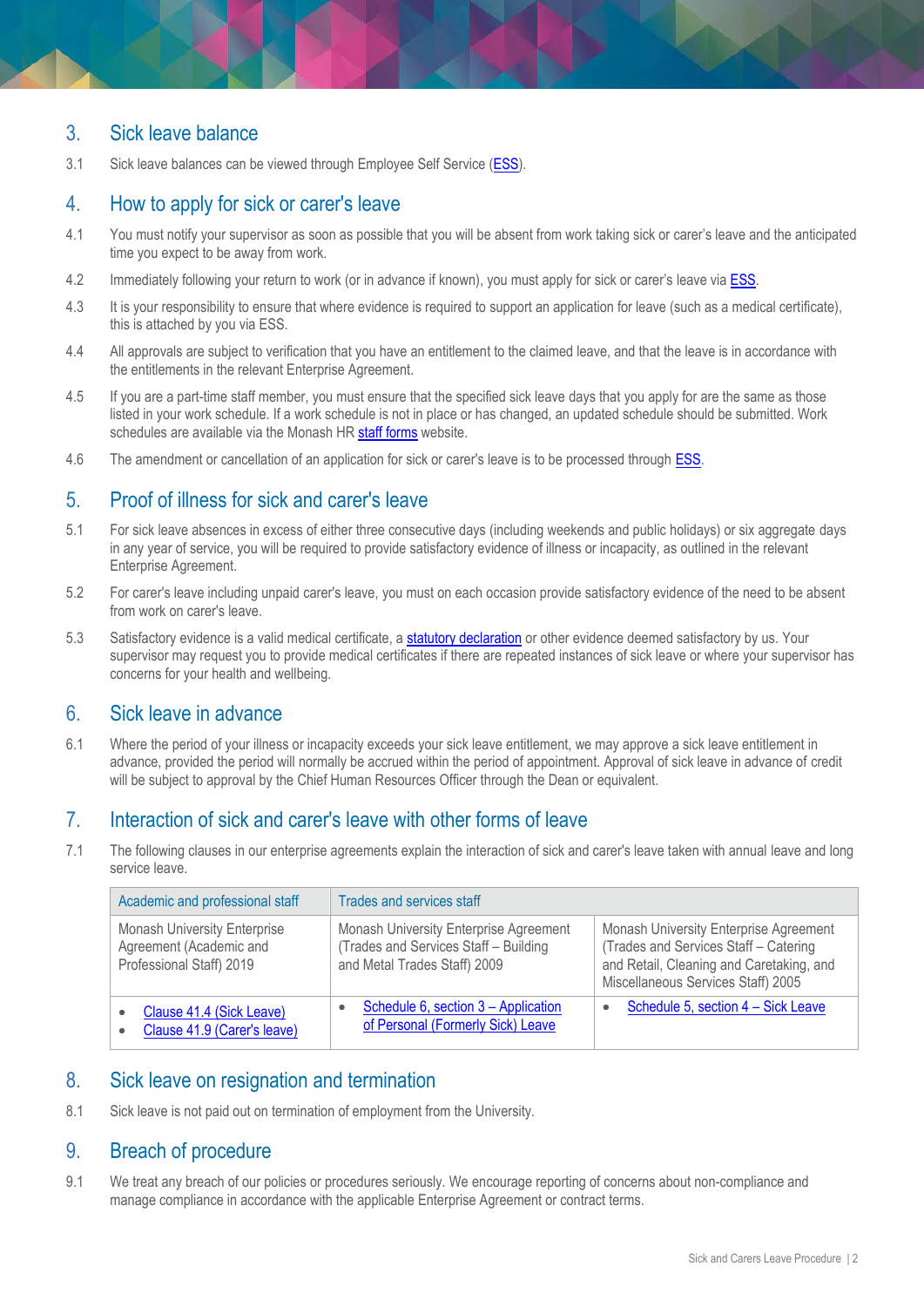## 3. Sick leave balance

3.1 Sick leave balances can be viewed through Employee Self Service (ESS).

## 4. How to apply for sick or carer's leave

4.1 You must notify your supervisor as soon as possible that you will be absent from work taking sick or carer's leave and the anticipated time you expect to be away from work.

4.2 Immediately following your return to work (or in advance if known), you must apply for sick or carer's leave via ESS.

4.3 It is your responsibility to ensure that where evidence is required to support an application for leave (such as a medical certificate), this is attached by you via ESS.

4.4 All approvals are subject to verification that you have an entitlement to the claimed leave, and that the leave is in accordance with the entitlements in the relevant Enterprise Agreement.

4.5 If you are a part-time staff member, you must ensure that the specified sick leave days that you apply for are the same as those listed in your work schedule. If a work schedule is not in place or has changed, an updated schedule should be submitted. Work schedules are available via the Monash HR staff forms website.

4.6 The amendment or cancellation of an application for sick or carer's leave is to be processed through ESS.

## 5. Proof of illness for sick and carer's leave

5.1 For sick leave absences in excess of either three consecutive days (including weekends and public holidays) or six aggregate days in any year of service, you will be required to provide satisfactory evidence of illness or incapacity, as outlined in the relevant Enterprise Agreement.

5.2 For carer's leave including unpaid carer's leave, you must on each occasion provide satisfactory evidence of the need to be absent from work on carer's leave.

5.3 Satisfactory evidence is a valid medical certificate, a statutory declaration or other evidence deemed satisfactory by us. Your supervisor may request you to provide medical certificates if there are repeated instances of sick leave or where your supervisor has concerns for your health and wellbeing.

## 6. Sick leave in advance

6.1 Where the period of your illness or incapacity exceeds your sick leave entitlement, we may approve a sick leave entitlement in advance, provided the period will normally be accrued within the period of appointment. Approval of sick leave in advance of credit will be subject to approval by the Chief Human Resources Officer through the Dean or equivalent.

## 7. Interaction of sick and carer's leave with other forms of leave

7.1 The following clauses in our enterprise agreements explain the interaction of sick and carer's leave taken with annual leave and long service leave.

| Academic and professional staff | Trades and services staff | |
|---|---|---|
| Monash University Enterprise Agreement (Academic and Professional Staff) 2019 | Monash University Enterprise Agreement (Trades and Services Staff – Building and Metal Trades Staff) 2009 | Monash University Enterprise Agreement (Trades and Services Staff – Catering and Retail, Cleaning and Caretaking, and Miscellaneous Services Staff) 2005 |
| • Clause 41.4 (Sick Leave)<br>• Clause 41.9 (Carer's leave) | • Schedule 6, section 3 – Application of Personal (Formerly Sick) Leave | • Schedule 5, section 4 – Sick Leave |

## 8. Sick leave on resignation and termination

8.1 Sick leave is not paid out on termination of employment from the University.

## 9. Breach of procedure

9.1 We treat any breach of our policies or procedures seriously. We encourage reporting of concerns about non-compliance and manage compliance in accordance with the applicable Enterprise Agreement or contract terms.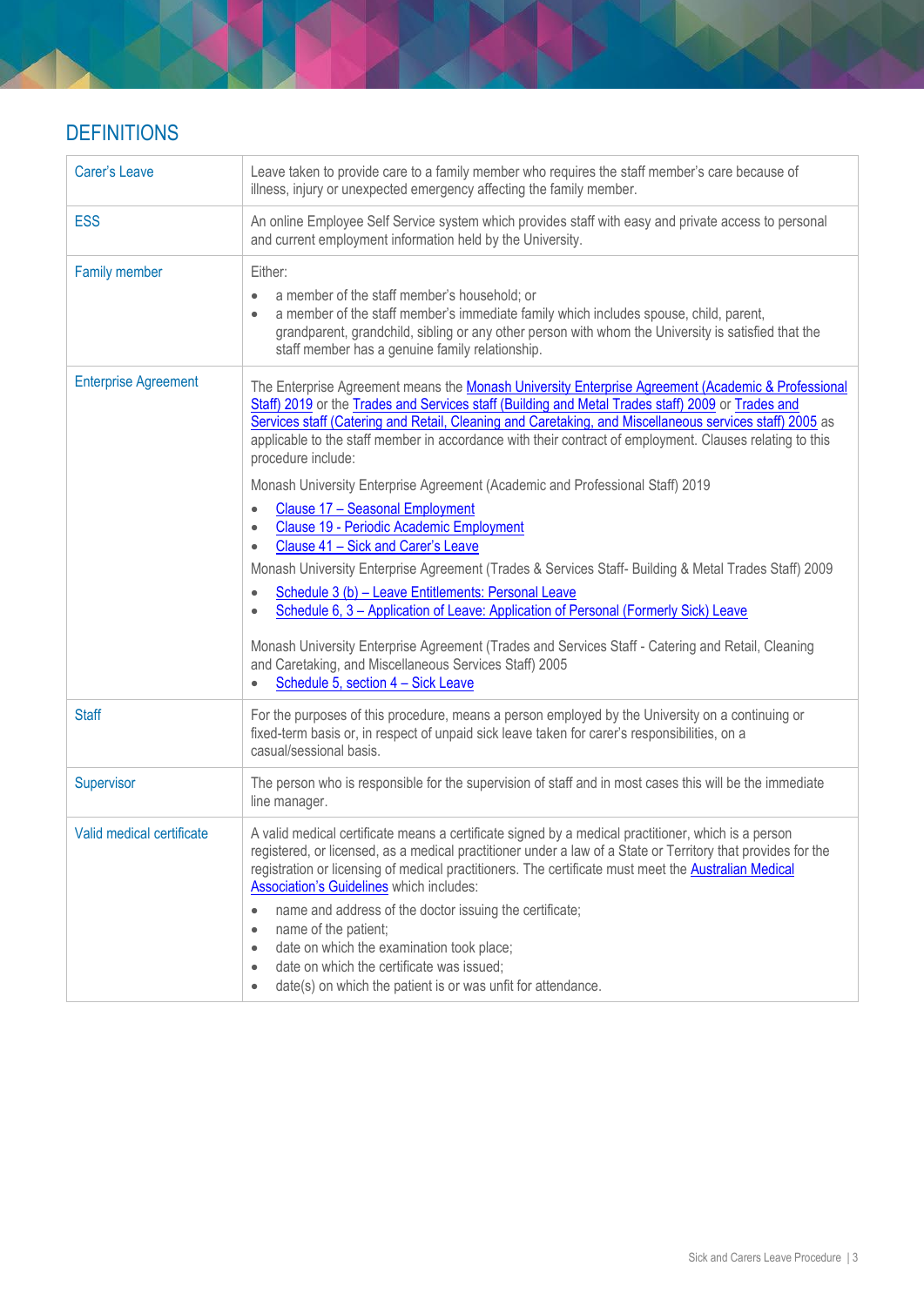## DEFINITIONS

| | |
|---|---|
| Carer's Leave | Leave taken to provide care to a family member who requires the staff member's care because of illness, injury or unexpected emergency affecting the family member. |
| ESS | An online Employee Self Service system which provides staff with easy and private access to personal and current employment information held by the University. |
| Family member | Either:<br>• a member of the staff member's household; or<br>• a member of the staff member's immediate family which includes spouse, child, parent, grandparent, grandchild, sibling or any other person with whom the University is satisfied that the staff member has a genuine family relationship. |
| Enterprise Agreement | The Enterprise Agreement means the Monash University Enterprise Agreement (Academic & Professional Staff) 2019 or the Trades and Services staff (Building and Metal Trades staff) 2009 or Trades and Services staff (Catering and Retail, Cleaning and Caretaking, and Miscellaneous services staff) 2005 as applicable to the staff member in accordance with their contract of employment. Clauses relating to this procedure include:<br>Monash University Enterprise Agreement (Academic and Professional Staff) 2019<br>• Clause 17 – Seasonal Employment<br>• Clause 19 - Periodic Academic Employment<br>• Clause 41 – Sick and Carer's Leave<br>Monash University Enterprise Agreement (Trades & Services Staff- Building & Metal Trades Staff) 2009<br>• Schedule 3 (b) – Leave Entitlements: Personal Leave<br>• Schedule 6, 3 – Application of Leave: Application of Personal (Formerly Sick) Leave<br>Monash University Enterprise Agreement (Trades and Services Staff - Catering and Retail, Cleaning and Caretaking, and Miscellaneous Services Staff) 2005<br>• Schedule 5, section 4 – Sick Leave |
| Staff | For the purposes of this procedure, means a person employed by the University on a continuing or fixed-term basis or, in respect of unpaid sick leave taken for carer's responsibilities, on a casual/sessional basis. |
| Supervisor | The person who is responsible for the supervision of staff and in most cases this will be the immediate line manager. |
| Valid medical certificate | A valid medical certificate means a certificate signed by a medical practitioner, which is a person registered, or licensed, as a medical practitioner under a law of a State or Territory that provides for the registration or licensing of medical practitioners. The certificate must meet the Australian Medical Association's Guidelines which includes:<br>• name and address of the doctor issuing the certificate;<br>• name of the patient;<br>• date on which the examination took place;<br>• date on which the certificate was issued;<br>• date(s) on which the patient is or was unfit for attendance. |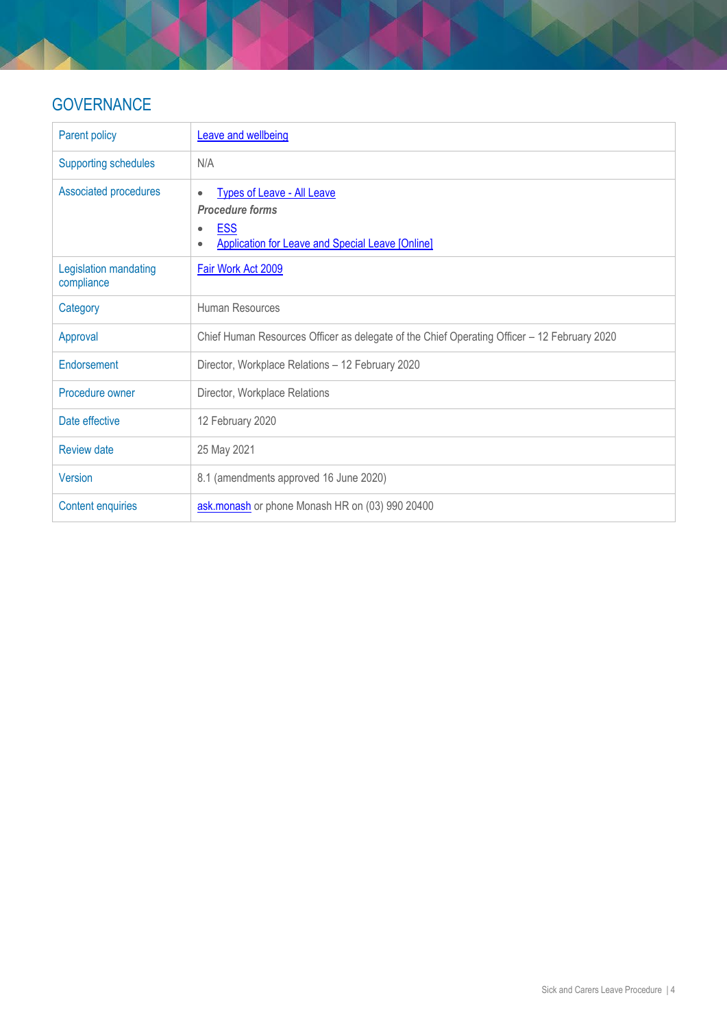## GOVERNANCE

| | |
|---|---|
| Parent policy | Leave and wellbeing |
| Supporting schedules | N/A |
| Associated procedures | • Types of Leave - All Leave<br>***Procedure forms***<br>• ESS<br>• Application for Leave and Special Leave [Online] |
| Legislation mandating compliance | Fair Work Act 2009 |
| Category | Human Resources |
| Approval | Chief Human Resources Officer as delegate of the Chief Operating Officer – 12 February 2020 |
| Endorsement | Director, Workplace Relations – 12 February 2020 |
| Procedure owner | Director, Workplace Relations |
| Date effective | 12 February 2020 |
| Review date | 25 May 2021 |
| Version | 8.1 (amendments approved 16 June 2020) |
| Content enquiries | ask.monash or phone Monash HR on (03) 990 20400 |